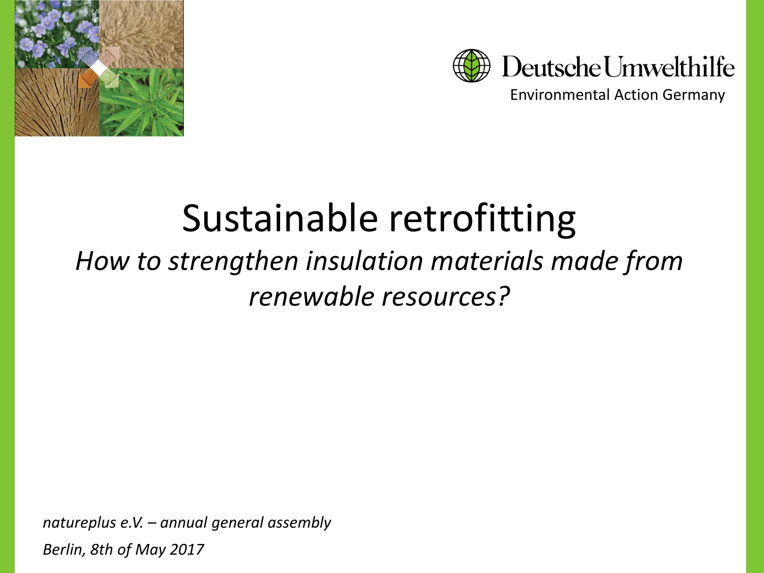Deutsche Umwelthilfe

Environmental Action Germany

# Sustainable retrofitting

## *How to strengthen insulation materials made from renewable resources?*

*natureplus e.V. – annual general assembly*

*Berlin, 8th of May 2017*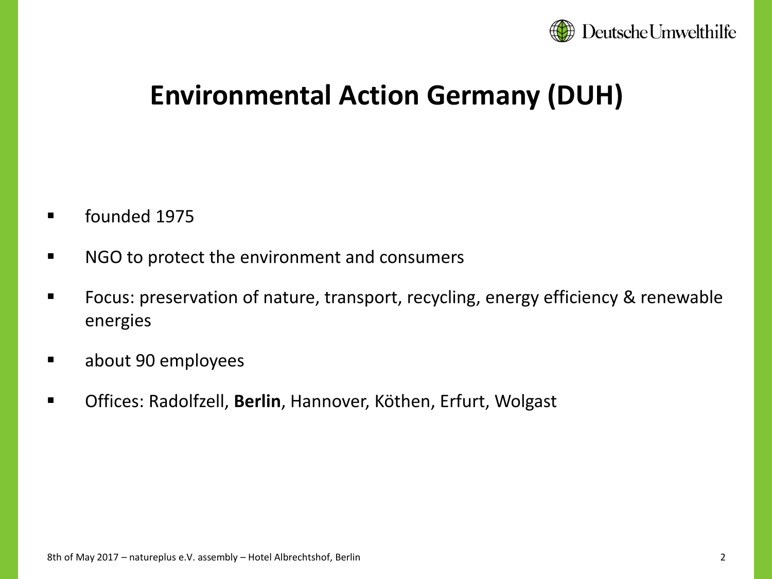# Environmental Action Germany (DUH)

- founded 1975
- NGO to protect the environment and consumers
- Focus: preservation of nature, transport, recycling, energy efficiency & renewable energies
- about 90 employees
- Offices: Radolfzell, **Berlin**, Hannover, Köthen, Erfurt, Wolgast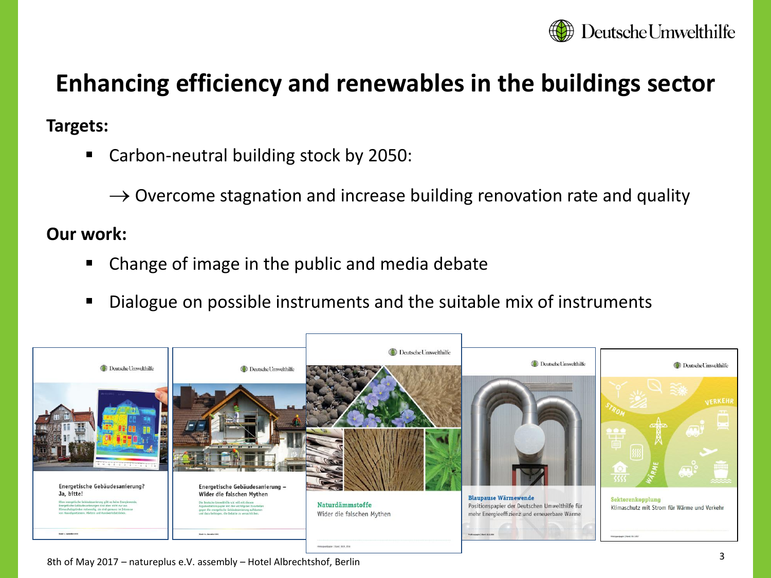# Enhancing efficiency and renewables in the buildings sector

**Targets:**

- Carbon-neutral building stock by 2050:

  → Overcome stagnation and increase building renovation rate and quality

**Our work:**

- Change of image in the public and media debate
- Dialogue on possible instruments and the suitable mix of instruments

8th of May 2017 – natureplus e.V. assembly – Hotel Albrechtshof, Berlin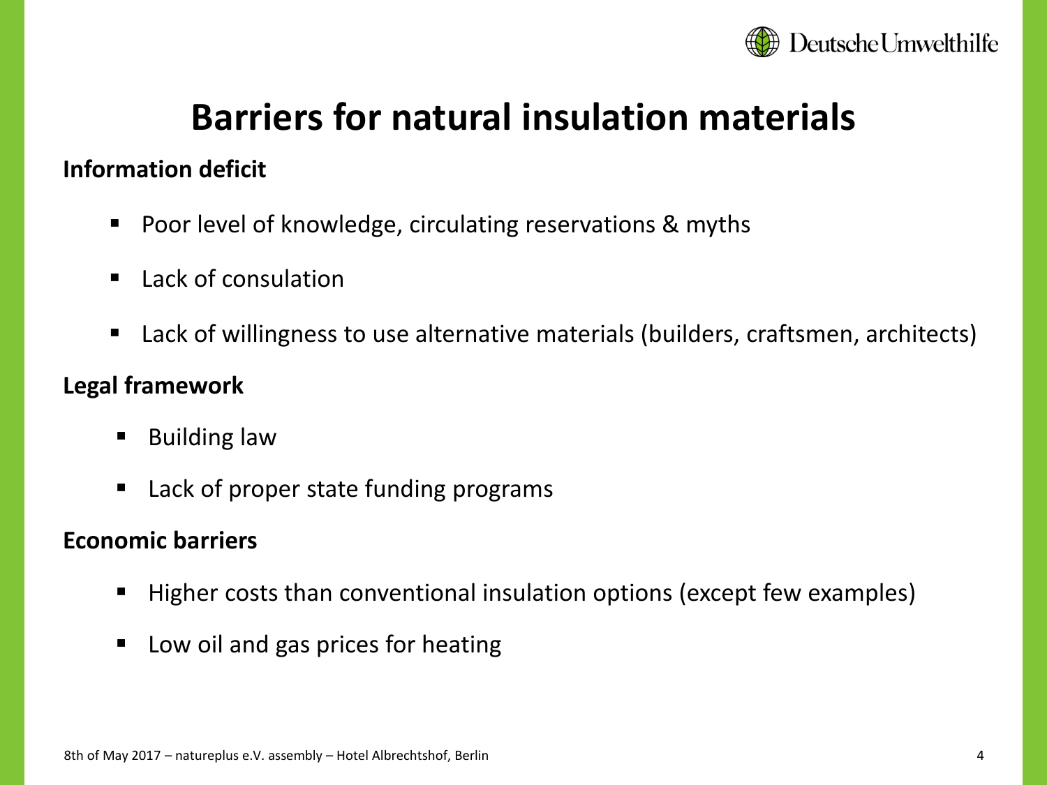# Barriers for natural insulation materials

**Information deficit**

- Poor level of knowledge, circulating reservations & myths
- Lack of consulation
- Lack of willingness to use alternative materials (builders, craftsmen, architects)

**Legal framework**

- Building law
- Lack of proper state funding programs

**Economic barriers**

- Higher costs than conventional insulation options (except few examples)
- Low oil and gas prices for heating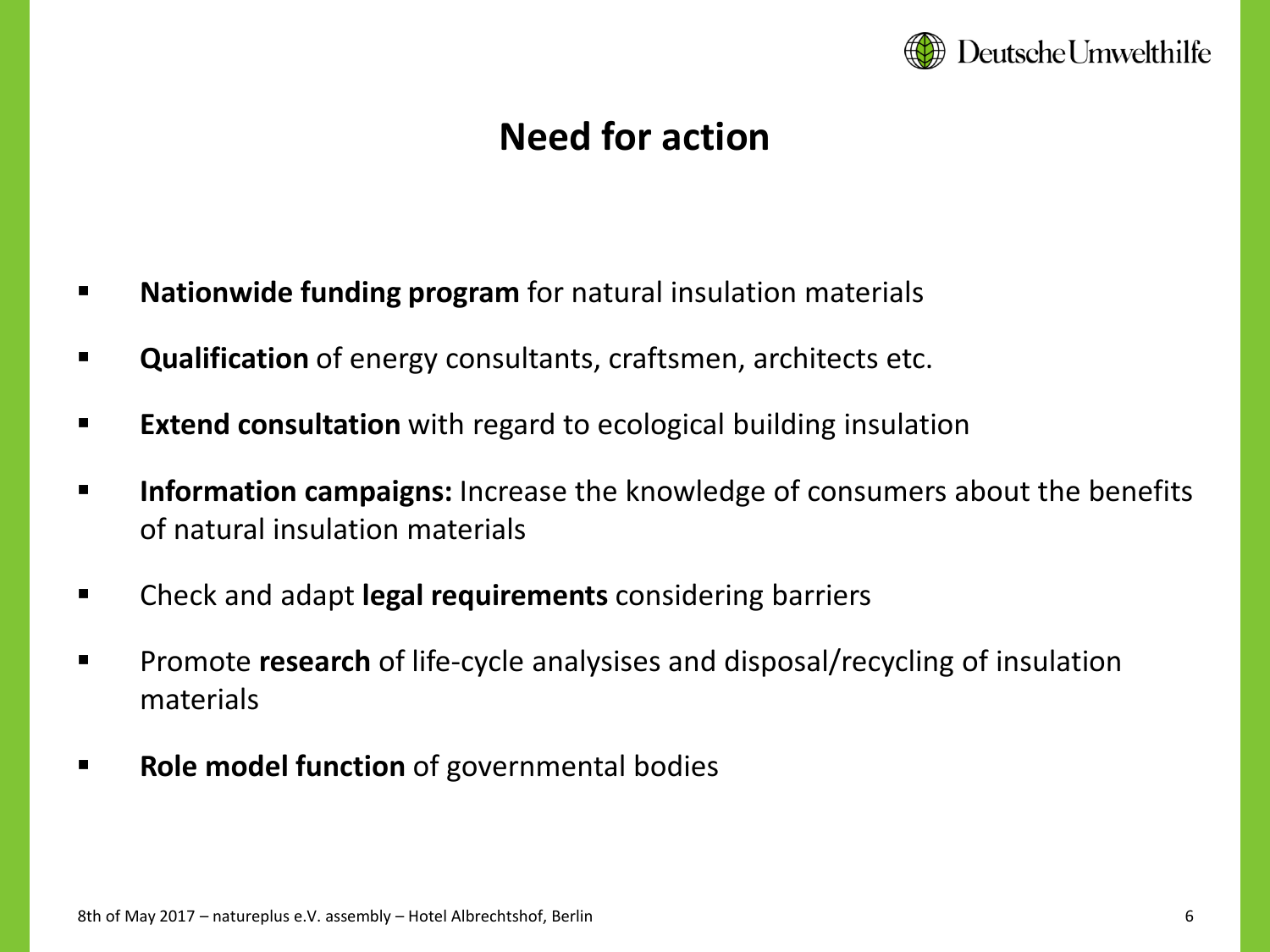# Need for action

- **Nationwide funding program** for natural insulation materials
- **Qualification** of energy consultants, craftsmen, architects etc.
- **Extend consultation** with regard to ecological building insulation
- **Information campaigns:** Increase the knowledge of consumers about the benefits of natural insulation materials
- Check and adapt **legal requirements** considering barriers
- Promote **research** of life-cycle analysises and disposal/recycling of insulation materials
- **Role model function** of governmental bodies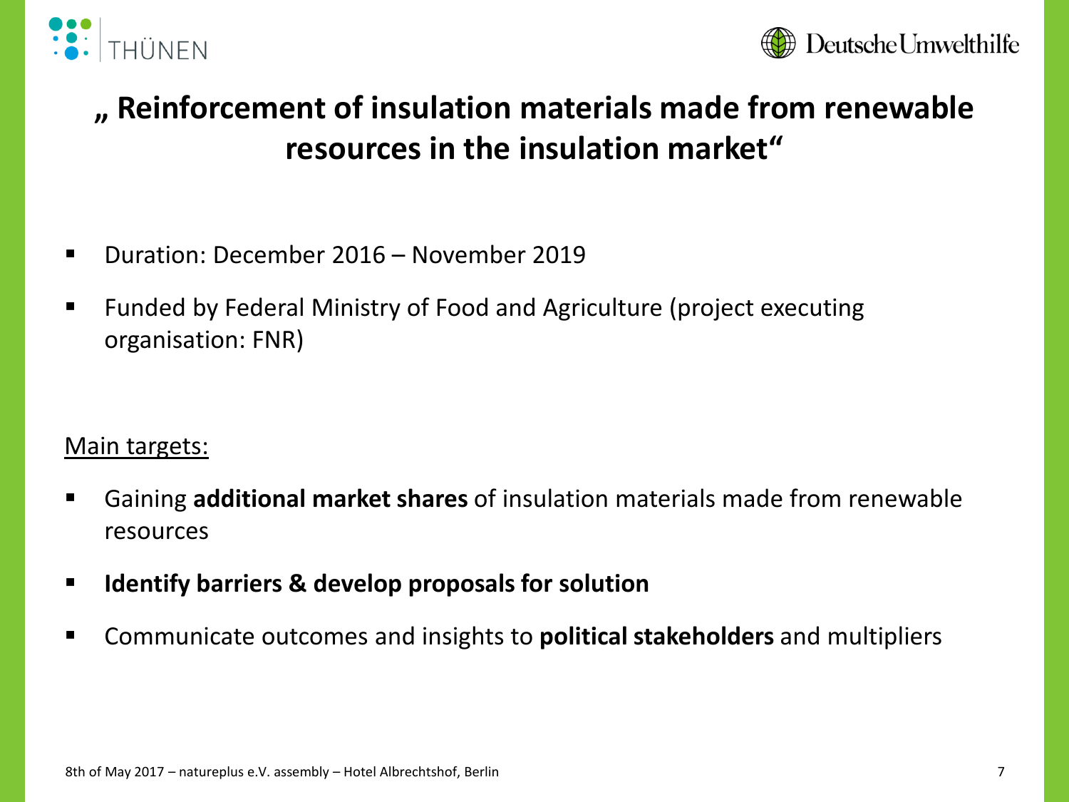# „ Reinforcement of insulation materials made from renewable resources in the insulation market"

- Duration: December 2016 – November 2019
- Funded by Federal Ministry of Food and Agriculture (project executing organisation: FNR)

Main targets:

- Gaining **additional market shares** of insulation materials made from renewable resources
- **Identify barriers & develop proposals for solution**
- Communicate outcomes and insights to **political stakeholders** and multipliers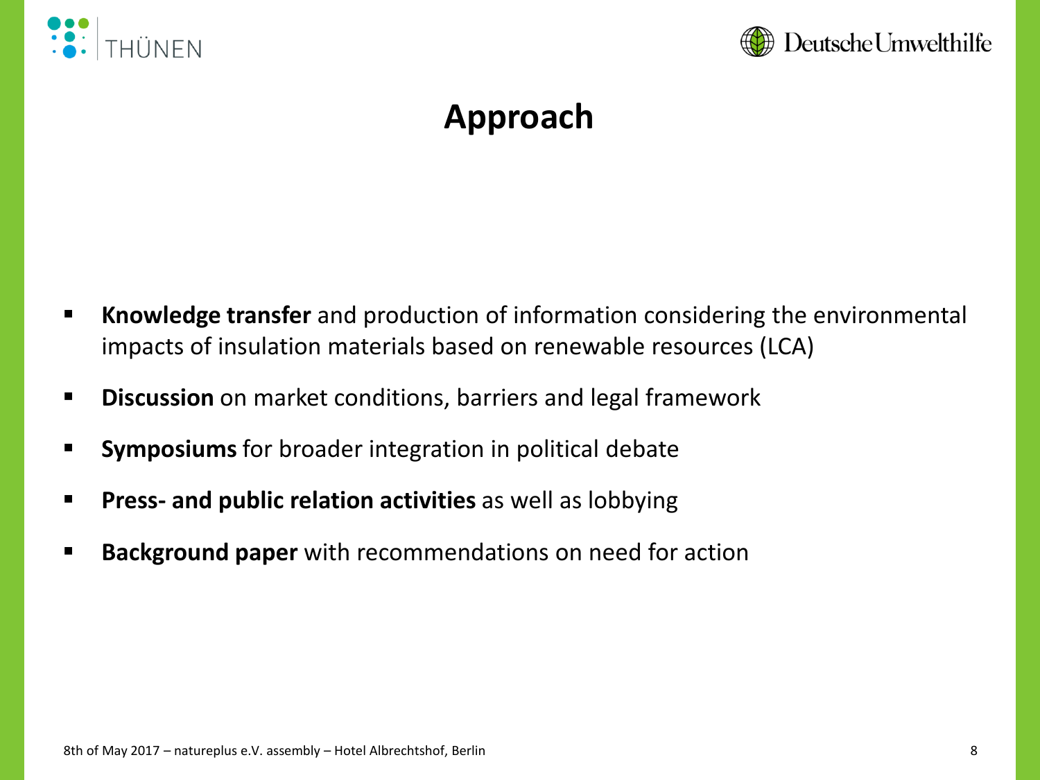# Approach

- **Knowledge transfer** and production of information considering the environmental impacts of insulation materials based on renewable resources (LCA)
- **Discussion** on market conditions, barriers and legal framework
- **Symposiums** for broader integration in political debate
- **Press- and public relation activities** as well as lobbying
- **Background paper** with recommendations on need for action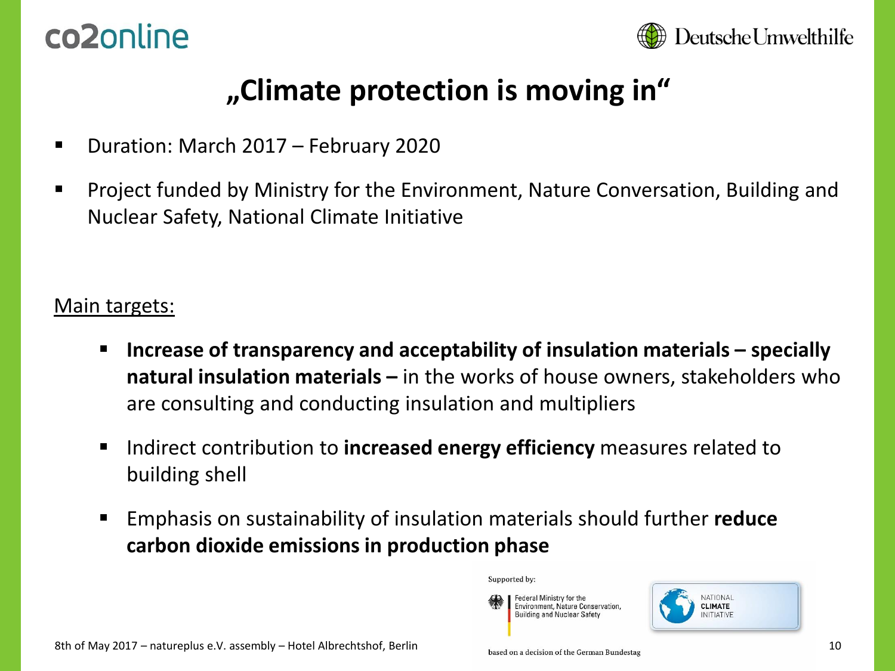# „Climate protection is moving in“

- Duration: March 2017 – February 2020
- Project funded by Ministry for the Environment, Nature Conversation, Building and Nuclear Safety, National Climate Initiative

Main targets:

- **Increase of transparency and acceptability of insulation materials – specially natural insulation materials –** in the works of house owners, stakeholders who are consulting and conducting insulation and multipliers
- Indirect contribution to **increased energy efficiency** measures related to building shell
- Emphasis on sustainability of insulation materials should further **reduce carbon dioxide emissions in production phase**

Supported by:

Federal Ministry for the Environment, Nature Conservation, Building and Nuclear Safety

NATIONAL CLIMATE INITIATIVE

based on a decision of the German Bundestag

8th of May 2017 – natureplus e.V. assembly – Hotel Albrechtshof, Berlin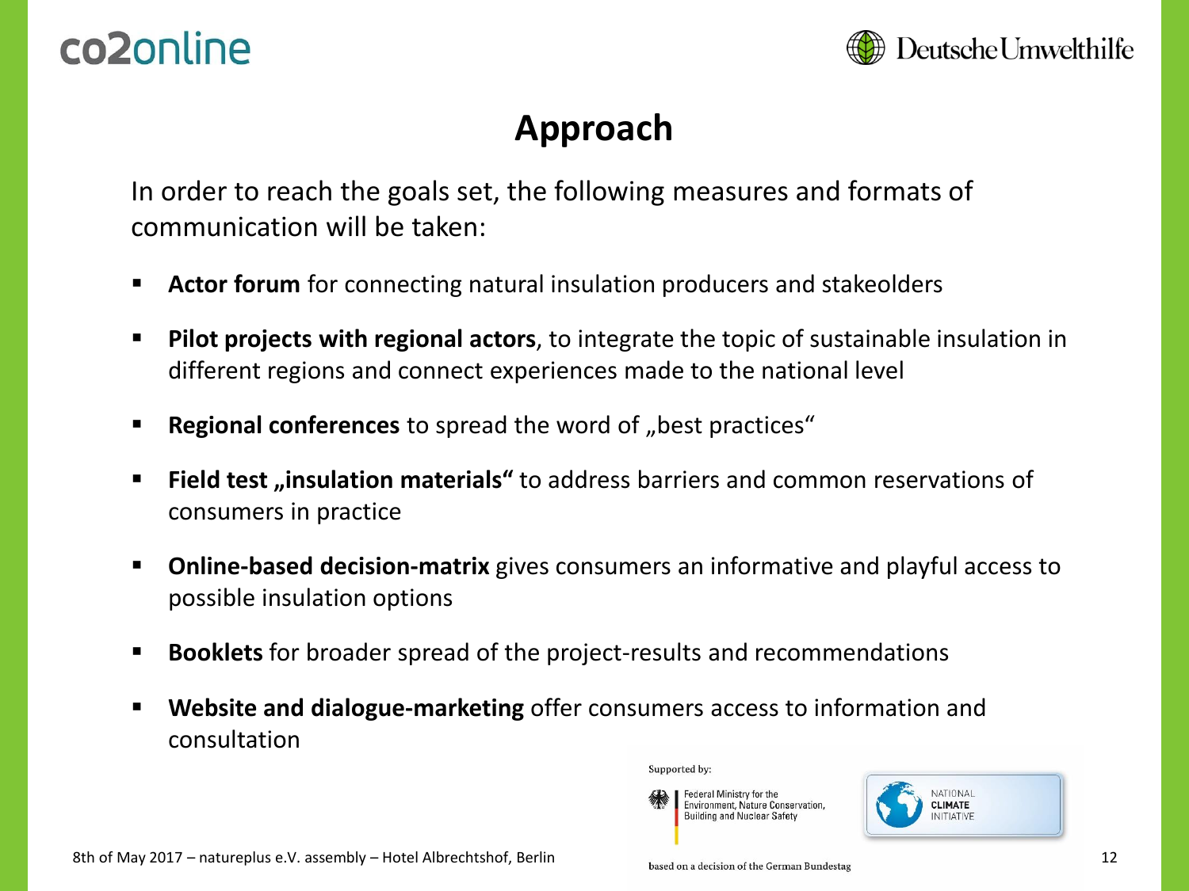# Approach

In order to reach the goals set, the following measures and formats of communication will be taken:

- **Actor forum** for connecting natural insulation producers and stakeolders
- **Pilot projects with regional actors**, to integrate the topic of sustainable insulation in different regions and connect experiences made to the national level
- **Regional conferences** to spread the word of „best practices“
- **Field test „insulation materials“** to address barriers and common reservations of consumers in practice
- **Online-based decision-matrix** gives consumers an informative and playful access to possible insulation options
- **Booklets** for broader spread of the project-results and recommendations
- **Website and dialogue-marketing** offer consumers access to information and consultation

Supported by:

Federal Ministry for the Environment, Nature Conservation, Building and Nuclear Safety

NATIONAL CLIMATE INITIATIVE

based on a decision of the German Bundestag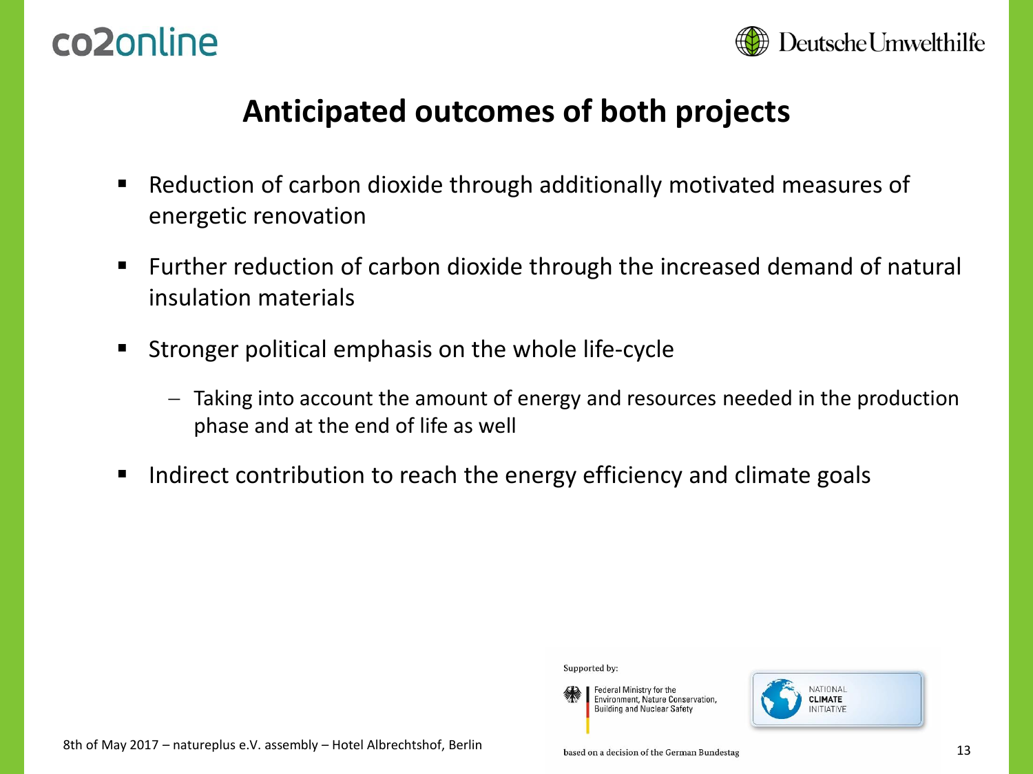# Anticipated outcomes of both projects

- Reduction of carbon dioxide through additionally motivated measures of energetic renovation
- Further reduction of carbon dioxide through the increased demand of natural insulation materials
- Stronger political emphasis on the whole life-cycle
  - Taking into account the amount of energy and resources needed in the production phase and at the end of life as well
- Indirect contribution to reach the energy efficiency and climate goals

Supported by:

Federal Ministry for the Environment, Nature Conservation, Building and Nuclear Safety

NATIONAL CLIMATE INITIATIVE

based on a decision of the German Bundestag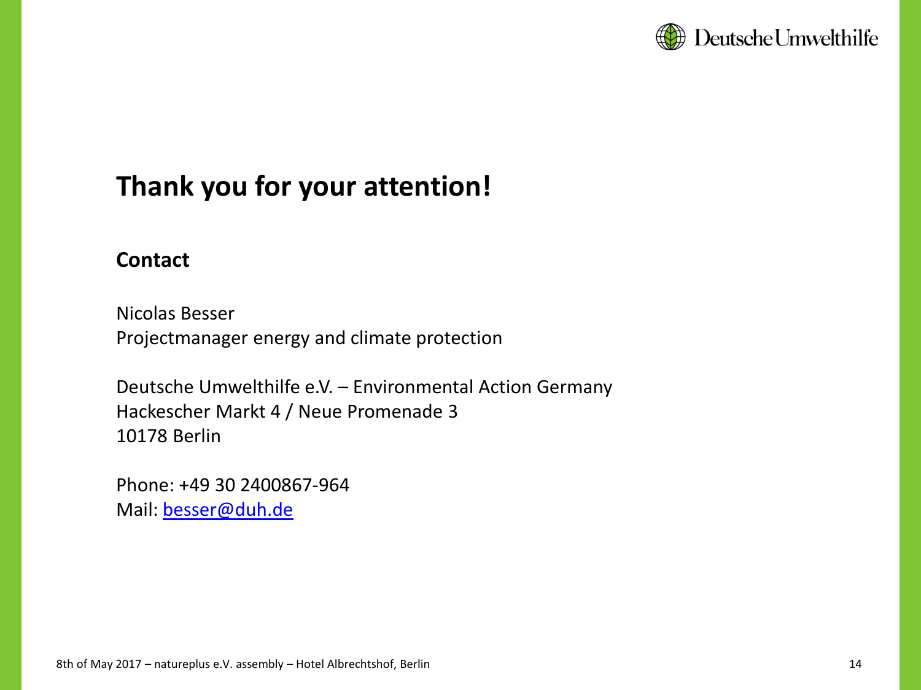# Thank you for your attention!

**Contact**

Nicolas Besser
Projectmanager energy and climate protection

Deutsche Umwelthilfe e.V. – Environmental Action Germany
Hackescher Markt 4 / Neue Promenade 3
10178 Berlin

Phone: +49 30 2400867-964
Mail: besser@duh.de